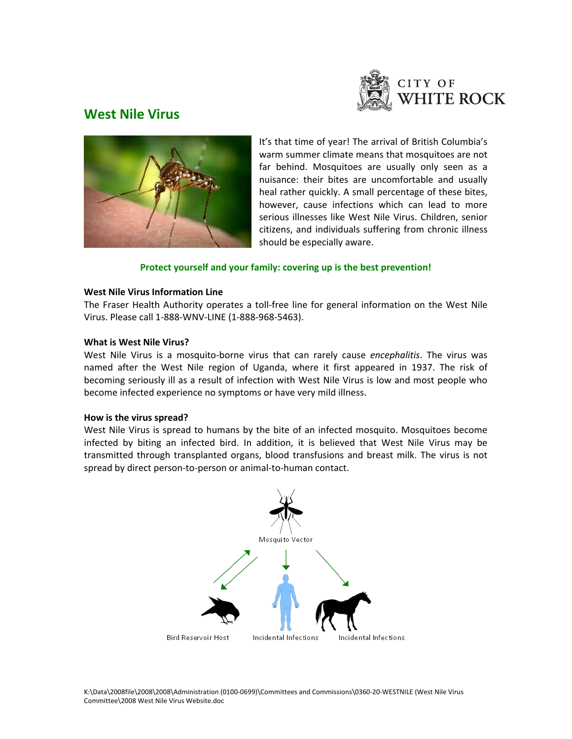# West Nile Virus

It's that time of year! The arrival of British Columbia's warm summer climate means that mosquitoes are not far behind. Mosquitoes are usually only seen as a nuisance: their bites are uncomfortable and usually heal rather quickly. A small percentage of these bites, however, cause infections which can lead to more serious illnesses like West Nile Virus. Children, senior citizens, and individuals suffering from chronic illness should be especially aware.

**Protect yourself and your family: covering up is the best prevention!**

### West Nile Virus Information Line

The Fraser Health Authority operates a toll-free line for general information on the West Nile Virus. Please call 1-888-WNV-LINE (1-888-968-5463).

### What is West Nile Virus?

West Nile Virus is a mosquito-borne virus that can rarely cause *encephalitis*. The virus was named after the West Nile region of Uganda, where it first appeared in 1937. The risk of becoming seriously ill as a result of infection with West Nile Virus is low and most people who become infected experience no symptoms or have very mild illness.

### How is the virus spread?

West Nile Virus is spread to humans by the bite of an infected mosquito. Mosquitoes become infected by biting an infected bird. In addition, it is believed that West Nile Virus may be transmitted through transplanted organs, blood transfusions and breast milk. The virus is not spread by direct person-to-person or animal-to-human contact.

Mosquito Vector

Bird Reservoir Host — Incidental Infections — Incidental Infections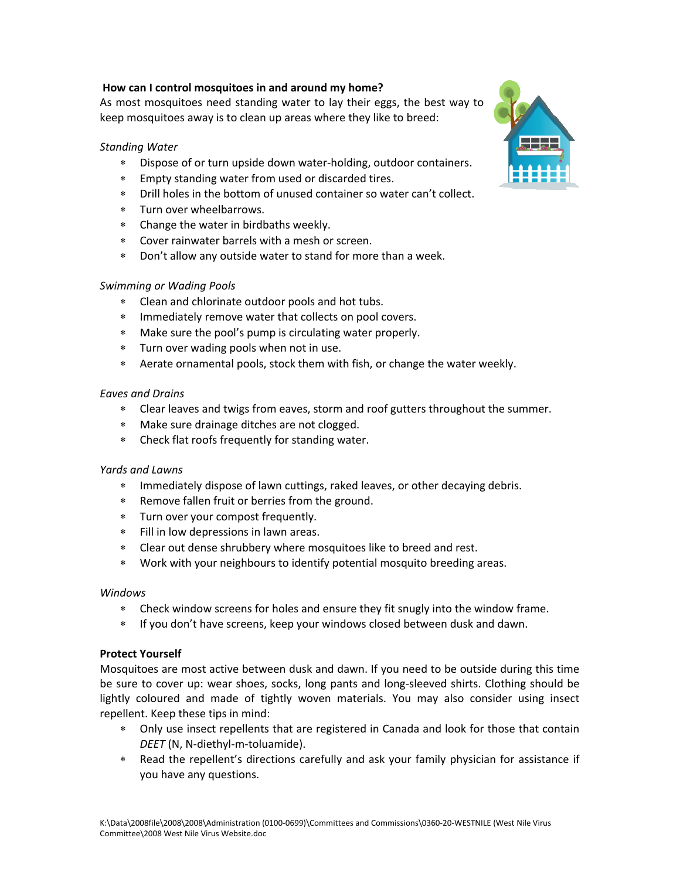**How can I control mosquitoes in and around my home?**

As most mosquitoes need standing water to lay their eggs, the best way to keep mosquitoes away is to clean up areas where they like to breed:

*Standing Water*

- Dispose of or turn upside down water-holding, outdoor containers.
- Empty standing water from used or discarded tires.
- Drill holes in the bottom of unused container so water can't collect.
- Turn over wheelbarrows.
- Change the water in birdbaths weekly.
- Cover rainwater barrels with a mesh or screen.
- Don't allow any outside water to stand for more than a week.

*Swimming or Wading Pools*

- Clean and chlorinate outdoor pools and hot tubs.
- Immediately remove water that collects on pool covers.
- Make sure the pool's pump is circulating water properly.
- Turn over wading pools when not in use.
- Aerate ornamental pools, stock them with fish, or change the water weekly.

*Eaves and Drains*

- Clear leaves and twigs from eaves, storm and roof gutters throughout the summer.
- Make sure drainage ditches are not clogged.
- Check flat roofs frequently for standing water.

*Yards and Lawns*

- Immediately dispose of lawn cuttings, raked leaves, or other decaying debris.
- Remove fallen fruit or berries from the ground.
- Turn over your compost frequently.
- Fill in low depressions in lawn areas.
- Clear out dense shrubbery where mosquitoes like to breed and rest.
- Work with your neighbours to identify potential mosquito breeding areas.

*Windows*

- Check window screens for holes and ensure they fit snugly into the window frame.
- If you don't have screens, keep your windows closed between dusk and dawn.

**Protect Yourself**

Mosquitoes are most active between dusk and dawn. If you need to be outside during this time be sure to cover up: wear shoes, socks, long pants and long-sleeved shirts. Clothing should be lightly coloured and made of tightly woven materials. You may also consider using insect repellent. Keep these tips in mind:

- Only use insect repellents that are registered in Canada and look for those that contain *DEET* (N, N-diethyl-m-toluamide).
- Read the repellent's directions carefully and ask your family physician for assistance if you have any questions.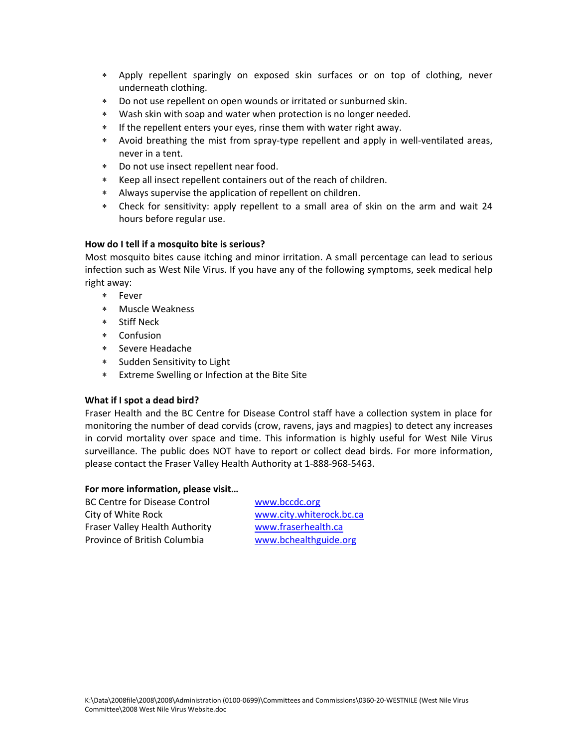* Apply repellent sparingly on exposed skin surfaces or on top of clothing, never underneath clothing.
* Do not use repellent on open wounds or irritated or sunburned skin.
* Wash skin with soap and water when protection is no longer needed.
* If the repellent enters your eyes, rinse them with water right away.
* Avoid breathing the mist from spray-type repellent and apply in well-ventilated areas, never in a tent.
* Do not use insect repellent near food.
* Keep all insect repellent containers out of the reach of children.
* Always supervise the application of repellent on children.
* Check for sensitivity: apply repellent to a small area of skin on the arm and wait 24 hours before regular use.

**How do I tell if a mosquito bite is serious?**

Most mosquito bites cause itching and minor irritation. A small percentage can lead to serious infection such as West Nile Virus. If you have any of the following symptoms, seek medical help right away:

* Fever
* Muscle Weakness
* Stiff Neck
* Confusion
* Severe Headache
* Sudden Sensitivity to Light
* Extreme Swelling or Infection at the Bite Site

**What if I spot a dead bird?**

Fraser Health and the BC Centre for Disease Control staff have a collection system in place for monitoring the number of dead corvids (crow, ravens, jays and magpies) to detect any increases in corvid mortality over space and time. This information is highly useful for West Nile Virus surveillance. The public does NOT have to report or collect dead birds. For more information, please contact the Fraser Valley Health Authority at 1-888-968-5463.

**For more information, please visit…**

| | |
|---|---|
| BC Centre for Disease Control | www.bccdc.org |
| City of White Rock | www.city.whiterock.bc.ca |
| Fraser Valley Health Authority | www.fraserhealth.ca |
| Province of British Columbia | www.bchealthguide.org |

K:\Data\2008file\2008\2008\Administration (0100-0699)\Committees and Commissions\0360-20-WESTNILE (West Nile Virus Committee\2008 West Nile Virus Website.doc